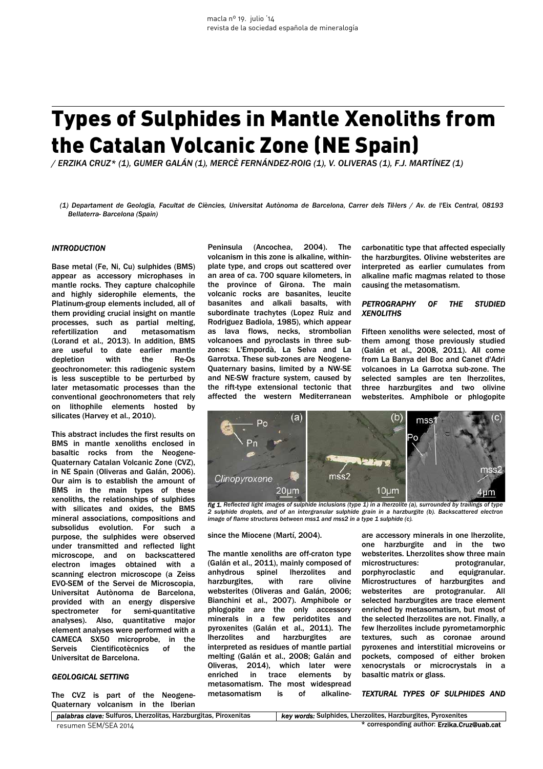# Types of Sulphides in Mantle Xenoliths from the Catalan Volcanic Zone (NE Spain)

/ ERZIKA CRUZ* (1), GUMER GALÁN (1), MERCÈ FERNÁNDEZ-ROIG (1), V. OLIVERAS (1), F.J. MARTÍNEZ (1)

(1) Departament de Geologia, Facultat de Ciències, Universitat Autònoma de Barcelona, Carrer dels Til·lers / Av. de l'Eix Central, 08193 Bellaterra- Barcelona (Spain)

## INTRODUCTION

Base metal (Fe, Ni, Cu) sulphides (BMS) appear as accessory microphases in mantle rocks. They capture chalcophile and highly siderophile elements, the Platinum-group elements included, all of them providing crucial insight on mantle processes, such as partial melting, refertilization and metasomatism (Lorand et al., 2013). In addition, BMS are useful to date earlier mantle depletion with the Re-Os geochronometer: this radiogenic system is less susceptible to be perturbed by later metasomatic processes than the conventional geochronometers that rely on lithophile elements hosted by silicates (Harvey et al., 2010).

This abstract includes the first results on BMS in mantle xenoliths enclosed in basaltic rocks from the Neogene-Quaternary Catalan Volcanic Zone (CVZ), in NE Spain (Oliveras and Galán, 2006). Our aim is to establish the amount of BMS in the main types of these xenoliths, the relationships of sulphides with silicates and oxides, the BMS mineral associations, compositions and subsolidus evolution. For such a purpose, the sulphides were observed under transmitted and reflected light microscope, and on backscattered electron images obtained with a scanning electron microscope (a Zeiss EVO-SEM of the Servei de Microscopia, Universitat Autònoma de Barcelona, provided with an energy dispersive spectrometer for semi-quantitative analyses). Also, quantitative major element analyses were performed with a CAMECA SX50 microprobe, in the Serveis Cientificotècnics of the Universitat de Barcelona.

## GEOLOGICAL SETTING

The CVZ is part of the Neogene-Quaternary volcanism in the Iberian Peninsula (Ancochea, 2004). The volcanism in this zone is alkaline, within-plate type, and crops out scattered over an area of ca. 700 square kilometers, in the province of Girona. The main volcanic rocks are basanites, leucite basanites and alkali basalts, with subordinate trachytes (Lopez Ruiz and Rodriguez Badiola, 1985), which appear as lava flows, necks, strombolian volcanoes and pyroclasts in three sub-zones: L'Empordà, La Selva and La Garrotxa. These sub-zones are Neogene-Quaternary basins, limited by a NW-SE and NE-SW fracture system, caused by the rift-type extensional tectonic that affected the western Mediterranean since the Miocene (Martí, 2004).

The mantle xenoliths are off-craton type (Galán et al., 2011), mainly composed of anhydrous spinel lherzolites and harzburgites, with rare olivine websterites (Oliveras and Galán, 2006; Bianchini et al., 2007). Amphibole or phlogopite are the only accessory minerals in a few peridotites and pyroxenites (Galán et al., 2011). The lherzolites and harzburgites are interpreted as residues of mantle partial melting (Galán et al., 2008; Galán and Oliveras, 2014), which later were enriched in trace elements by metasomatism. The most widespread metasomatism is of alkaline-carbonatitic type that affected especially the harzburgites. Olivine websterites are interpreted as earlier cumulates from alkaline mafic magmas related to those causing the metasomatism.

## PETROGRAPHY OF THE STUDIED XENOLITHS

Fifteen xenoliths were selected, most of them among those previously studied (Galán et al., 2008, 2011). All come from La Banya del Boc and Canet d'Adri volcanoes in La Garrotxa sub-zone. The selected samples are ten lherzolites, three harzburgites and two olivine websterites. Amphibole or phlogopite are accessory minerals in one lherzolite, one harzburgite and in the two websterites. Lherzolites show three main microstructures: protogranular, porphyroclastic and equigranular. Microstructures of harzburgites and websterites are protogranular. All selected harzburgites are trace element enriched by metasomatism, but most of the selected lherzolites are not. Finally, a few lherzolites include pyrometamorphic textures, such as coronae around pyroxenes and interstitial microveins or pockets, composed of either broken xenocrystals or microcrystals in a basaltic matrix or glass.

*fig 1. Reflected light images of sulphide inclusions (type 1) in a lherzolite (a), surrounded by trailings of type 2 sulphide droplets, and of an intergranular sulphide grain in a harzburgite (b). Backscattered electron image of flame structures between mss1 and mss2 in a type 1 sulphide (c).*

## TEXTURAL TYPES OF SULPHIDES AND

**palabras clave:** Sulfuros, Lherzolitas, Harzburgitas, Piroxenitas | **key words:** Sulphides, Lherzolites, Harzburgites, Pyroxenites

\* corresponding author: Erzika.Cruz@uab.cat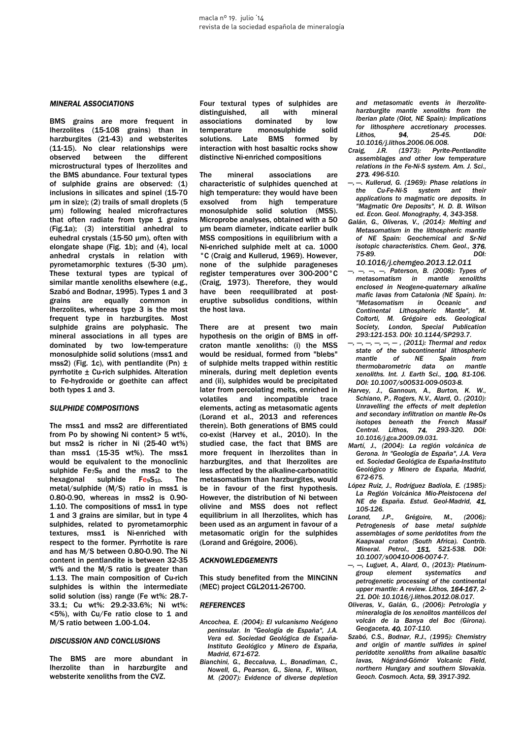### *MINERAL ASSOCIATIONS*

BMS grains are more frequent in lherzolites (15-108 grains) than in harzburgites (21-43) and websterites (11-15). No clear relationships were observed between the different microstructural types of lherzolites and the BMS abundance. Four textural types of sulphide grains are observed: (1) inclusions in silicates and spinel (15-70 μm in size); (2) trails of small droplets (5 μm) following healed microfractures that often radiate from type 1 grains (Fig.1a); (3) interstitial anhedral to euhedral crystals (15-50 μm), often with elongate shape (Fig. 1b); and (4), local anhedral crystals in relation with pyrometamorphic textures (5-30 μm). These textural types are typical of similar mantle xenoliths elsewhere (e.g., Szabó and Bodnar, 1995). Types 1 and 3 grains are equally common in lherzolites, whereas type 3 is the most frequent type in harzburgites. Most sulphide grains are polyphasic. The mineral associations in all types are dominated by two low-temperature monosulphide solid solutions (mss1 and mss2) (Fig. 1c), with pentlandite (Pn) ± pyrrhotite ± Cu-rich sulphides. Alteration to Fe-hydroxide or goethite can affect both types 1 and 3.

### *SULPHIDE COMPOSITIONS*

The mss1 and mss2 are differentiated from Po by showing Ni content> 5 wt%, but mss2 is richer in Ni (25-40 wt%) than mss1 (15-35 wt%). The mss1 would be equivalent to the monoclinic sulphide $Fe_7S_8$ and the mss2 to the hexagonal sulphide $Fe_9S_{10}$. The metal/sulphide (M/S) ratio in mss1 is 0.80-0.90, whereas in mss2 is 0.90-1.10. The compositions of mss1 in type 1 and 3 grains are similar, but in type 4 sulphides, related to pyrometamorphic textures, mss1 is Ni-enriched with respect to the former. Pyrrhotite is rare and has M/S between 0.80-0.90. The Ni content in pentlandite is between 32-35 wt% and the M/S ratio is greater than 1.13. The main composition of Cu-rich sulphides is within the intermediate solid solution (iss) range (Fe wt%: 28.7-33.1; Cu wt%: 29.2-33.6%; Ni wt%: <5%), with Cu/Fe ratio close to 1 and M/S ratio between 1.00-1.04.

### *DISCUSSION AND CONCLUSIONS*

The BMS are more abundant in lherzolite than in harzburgite and websterite xenoliths from the CVZ.

Four textural types of sulphides are distinguished, all with mineral associations dominated by low temperature monosulphide solid solutions. Late BMS formed by interaction with host basaltic rocks show distinctive Ni-enriched compositions

The mineral associations are characteristic of sulphides quenched at high temperature: they would have been exsolved from high temperature monosulphide solid solution (MSS). Microprobe analyses, obtained with a 50 μm beam diameter, indicate earlier bulk MSS compositions in equilibrium with a Ni-enriched sulphide melt at ca. 1000 °C (Craig and Kullerud, 1969). However, none of the sulphide parageneses register temperatures over 300-200°C (Craig, 1973). Therefore, they would have been reequilibrated at post-eruptive subsolidus conditions, within the host lava.

There are at present two main hypothesis on the origin of BMS in off-craton mantle xenoliths: (i) the MSS would be residual, formed from "blebs" of sulphide melts trapped within restitic minerals, during melt depletion events and (ii), sulphides would be precipitated later from percolating melts, enriched in volatiles and incompatible trace elements, acting as metasomatic agents (Lorand et al., 2013 and references therein). Both generations of BMS could co-exist (Harvey et al., 2010). In the studied case, the fact that BMS are more frequent in lherzolites than in harzburgites, and that lherzolites are less affected by the alkaline-carbonatitic metasomatism than harzburgites, would be in favour of the first hypothesis. However, the distribution of Ni between olivine and MSS does not reflect equilibrium in all lherzolites, which has been used as an argument in favour of a metasomatic origin for the sulphides (Lorand and Grégoire, 2006).

### *ACKNOWLEDGEMENTS*

This study benefited from the MINCINN (MEC) project CGL2011-26700.

### *REFERENCES*

*Ancochea, E. (2004): El vulcanismo Neógeno peninsular. In "Geología de España", J.A. Vera ed. Sociedad Geológica de España-Instituto Geológico y Minero de España, Madrid, 671-672.*

*Bianchini, G., Beccaluva, L., Bonadiman, C., Nowell, G., Pearson, G., Siena, F., Wilson, M. (2007): Evidence of diverse depletion and metasomatic events in lherzolite-harzburgite mantle xenoliths from the Iberian plate (Olot, NE Spain): Implications for lithosphere accretionary processes. Lithos, **94**, 25-45. DOI: 10.1016/j.lithos.2006.06.008.*

*Craig, J.R. (1973): Pyrite-Pentlandite assemblages and other low temperature relations in the Fe-Ni-S system. Am. J. Sci., **273**, 496-510.*

*—, —. Kullerud, G. (1969): Phase relations in the Cu-Fe-Ni-S system ant their applications to magmatic ore deposits. In "Magmatic Ore Deposits", H. D. B. Wilson ed. Econ. Geol. Monography, 4, 343-358.*

*Galán, G., Oliveras, V., (2014): Melting and Metasomatism in the lithospheric mantle of NE Spain: Geochemical and Sr-Nd isotopic characteristics. Chem. Geol., **376**, 75-89. DOI: 10.1016/j.chemgeo.2013.12.011*

*—, —, —, —, Paterson, B. (2008): Types of metasomatism in mantle xenoliths enclosed in Neogene-quaternary alkaline mafic lavas from Catalonia (NE Spain). In: "Metasomatism in Oceanic and Continental Lithospheric Mantle", M. Coltorti, M. Grégoire eds. Geological Society, London, Special Publication 293:121-153. DOI: 10.1144/SP293.7.*

*—, —, —, —, —, — , (2011): Thermal and redox state of the subcontinental lithospheric mantle of NE Spain from thermobarometric data on mantle xenoliths. Int. J. Earth Sci., **100**, 81-106. DOI: 10.1007/s00531-009-0503-8.*

*Harvey, J., Gannoun, A., Burton, K. W., Schiano, P., Rogers, N.V., Alard, O.. (2010): Unravelling the effects of melt depletion and secondary infiltration on mantle Re-Os isotopes beneath the French Massif Central. Lithos, **74**, 293-320. DOI: 10.1016/j.gca.2009.09.031.*

*Martí, J., (2004): La región volcánica de Gerona. In "Geología de España", J.A. Vera ed. Sociedad Geológica de España-Instituto Geológico y Minero de España, Madrid, 672-675.*

*López Ruiz, J., Rodríguez Badiola, E. (1985): La Región Volcánica Mio-Pleistocena del NE de España. Estud. Geol-Madrid, **41**, 105-126.*

*Lorand, J.P., Grégoire, M., (2006): Petrogenesis of base metal sulphide assemblages of some peridotites from the Kaapvaal craton (South Africa). Contrib. Mineral. Petrol., **151**, 521-538. DOI: 10.1007/s00410-006-0074-7.*

*—, —, Luguet, A., Alard, O., (2013): Platinum-group element systematics and petrogenetic processing of the continental upper mantle: A review. Lithos, **164-167**, 2-21. DOI: 10.1016/j.lithos.2012.08.017.*

*Oliveras, V., Galán, G., (2006): Petrologia y mineralogia de los xenolitos mantélicos del volcán de la Banya del Boc (Girona). Geogaceta, **40**, 107-110.*

*Szabó, C.S., Bodnar, R.J., (1995): Chemistry and origin of mantle sulfides in spinel peridotite xenoliths from alkaline basaltic lavas, Nógránd-Gömör Volcanic Field, northern Hungary and southern Slovakia. Geoch. Cosmoch. Acta, **59**, 3917-392.*